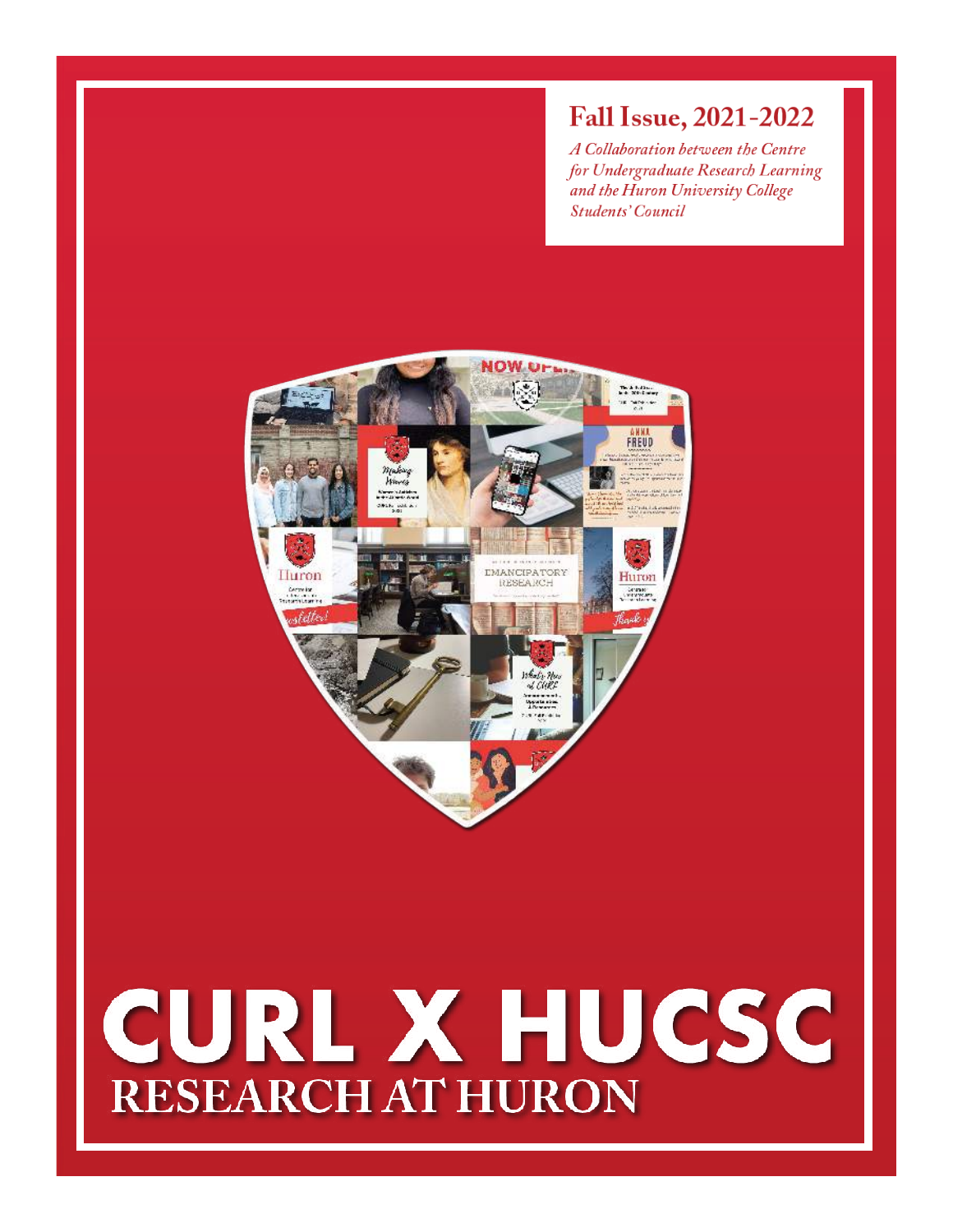# Fall Issue, 2021-2022

*A Collaboration between the Centre for Undergraduate Research Learning and the Huron University College Students' Council*

# CURL X HUCSC

## RESEARCH AT HURON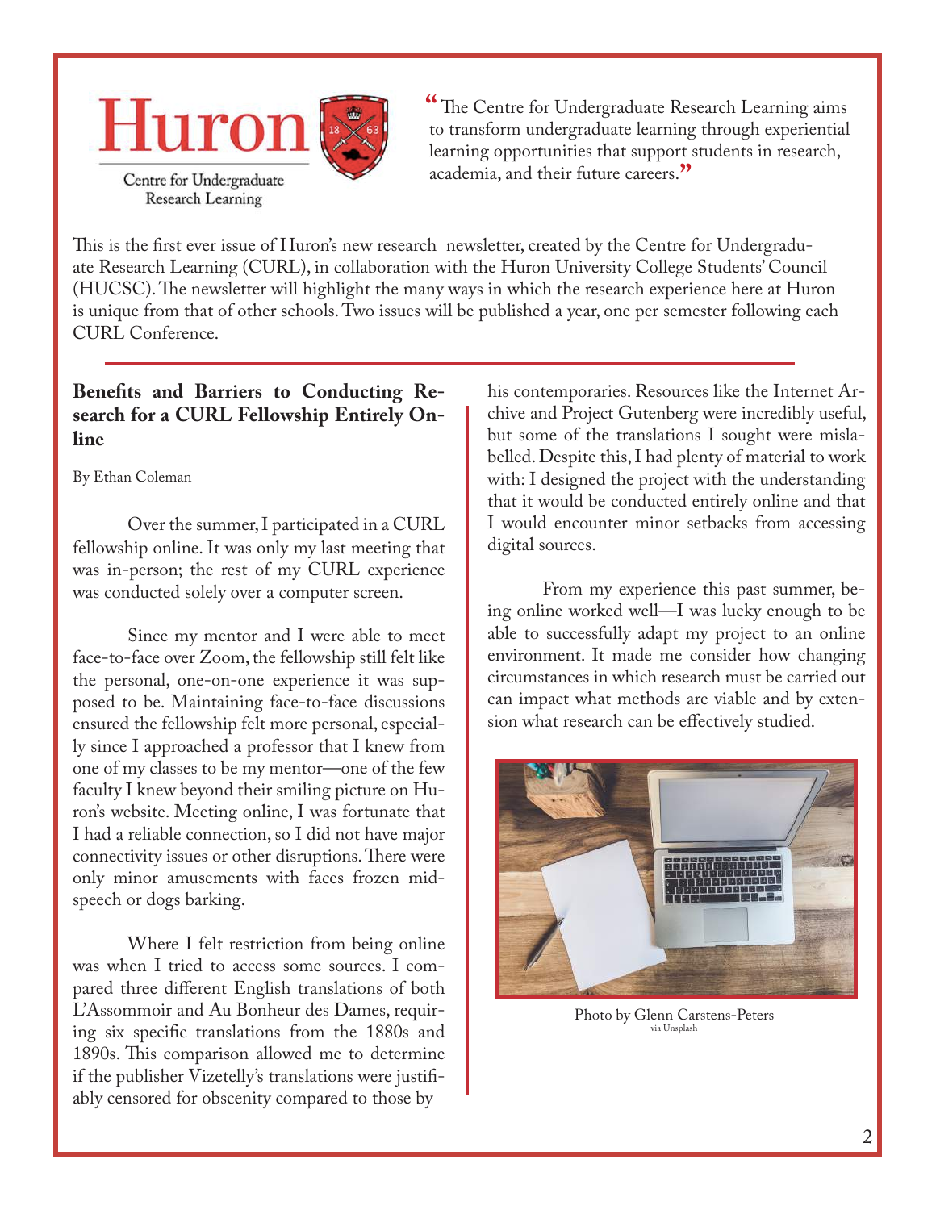Huron

Centre for Undergraduate Research Learning

> "The Centre for Undergraduate Research Learning aims to transform undergraduate learning through experiential learning opportunities that support students in research, academia, and their future careers."

This is the first ever issue of Huron's new research newsletter, created by the Centre for Undergraduate Research Learning (CURL), in collaboration with the Huron University College Students' Council (HUCSC). The newsletter will highlight the many ways in which the research experience here at Huron is unique from that of other schools. Two issues will be published a year, one per semester following each CURL Conference.

## Benefits and Barriers to Conducting Research for a CURL Fellowship Entirely Online

By Ethan Coleman

Over the summer, I participated in a CURL fellowship online. It was only my last meeting that was in-person; the rest of my CURL experience was conducted solely over a computer screen.

Since my mentor and I were able to meet face-to-face over Zoom, the fellowship still felt like the personal, one-on-one experience it was supposed to be. Maintaining face-to-face discussions ensured the fellowship felt more personal, especially since I approached a professor that I knew from one of my classes to be my mentor—one of the few faculty I knew beyond their smiling picture on Huron's website. Meeting online, I was fortunate that I had a reliable connection, so I did not have major connectivity issues or other disruptions. There were only minor amusements with faces frozen mid-speech or dogs barking.

Where I felt restriction from being online was when I tried to access some sources. I compared three different English translations of both L'Assommoir and Au Bonheur des Dames, requiring six specific translations from the 1880s and 1890s. This comparison allowed me to determine if the publisher Vizetelly's translations were justifiably censored for obscenity compared to those by his contemporaries. Resources like the Internet Archive and Project Gutenberg were incredibly useful, but some of the translations I sought were mislabelled. Despite this, I had plenty of material to work with: I designed the project with the understanding that it would be conducted entirely online and that I would encounter minor setbacks from accessing digital sources.

From my experience this past summer, being online worked well—I was lucky enough to be able to successfully adapt my project to an online environment. It made me consider how changing circumstances in which research must be carried out can impact what methods are viable and by extension what research can be effectively studied.

Photo by Glenn Carstens-Peters via Unsplash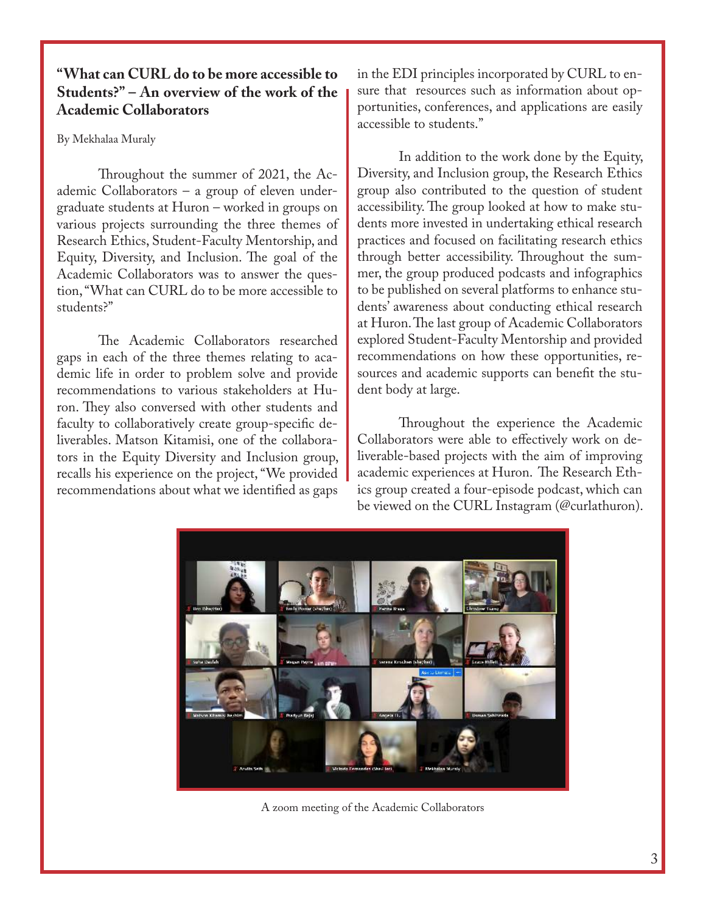## "What can CURL do to be more accessible to Students?" – An overview of the work of the Academic Collaborators

By Mekhalaa Muraly

Throughout the summer of 2021, the Academic Collaborators – a group of eleven undergraduate students at Huron – worked in groups on various projects surrounding the three themes of Research Ethics, Student-Faculty Mentorship, and Equity, Diversity, and Inclusion. The goal of the Academic Collaborators was to answer the question, "What can CURL do to be more accessible to students?"

The Academic Collaborators researched gaps in each of the three themes relating to academic life in order to problem solve and provide recommendations to various stakeholders at Huron. They also conversed with other students and faculty to collaboratively create group-specific deliverables. Matson Kitamisi, one of the collaborators in the Equity Diversity and Inclusion group, recalls his experience on the project, "We provided recommendations about what we identified as gaps in the EDI principles incorporated by CURL to ensure that resources such as information about opportunities, conferences, and applications are easily accessible to students."

In addition to the work done by the Equity, Diversity, and Inclusion group, the Research Ethics group also contributed to the question of student accessibility. The group looked at how to make students more invested in undertaking ethical research practices and focused on facilitating research ethics through better accessibility. Throughout the summer, the group produced podcasts and infographics to be published on several platforms to enhance students' awareness about conducting ethical research at Huron. The last group of Academic Collaborators explored Student-Faculty Mentorship and provided recommendations on how these opportunities, resources and academic supports can benefit the student body at large.

Throughout the experience the Academic Collaborators were able to effectively work on deliverable-based projects with the aim of improving academic experiences at Huron. The Research Ethics group created a four-episode podcast, which can be viewed on the CURL Instagram (@curlathuron).

A zoom meeting of the Academic Collaborators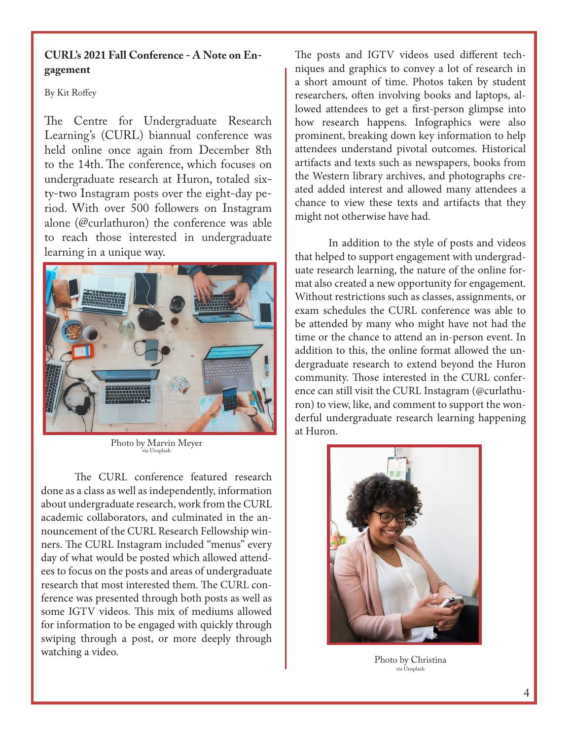## CURL's 2021 Fall Conference - A Note on Engagement

By Kit Roffey

The Centre for Undergraduate Research Learning's (CURL) biannual conference was held online once again from December 8th to the 14th. The conference, which focuses on undergraduate research at Huron, totaled sixty-two Instagram posts over the eight-day period. With over 500 followers on Instagram alone (@curlathuron) the conference was able to reach those interested in undergraduate learning in a unique way.

Photo by Marvin Meyer
via Unsplash

The CURL conference featured research done as a class as well as independently, information about undergraduate research, work from the CURL academic collaborators, and culminated in the announcement of the CURL Research Fellowship winners. The CURL Instagram included "menus" every day of what would be posted which allowed attendees to focus on the posts and areas of undergraduate research that most interested them. The CURL conference was presented through both posts as well as some IGTV videos. This mix of mediums allowed for information to be engaged with quickly through swiping through a post, or more deeply through watching a video.

The posts and IGTV videos used different techniques and graphics to convey a lot of research in a short amount of time. Photos taken by student researchers, often involving books and laptops, allowed attendees to get a first-person glimpse into how research happens. Infographics were also prominent, breaking down key information to help attendees understand pivotal outcomes. Historical artifacts and texts such as newspapers, books from the Western library archives, and photographs created added interest and allowed many attendees a chance to view these texts and artifacts that they might not otherwise have had.

In addition to the style of posts and videos that helped to support engagement with undergraduate research learning, the nature of the online format also created a new opportunity for engagement. Without restrictions such as classes, assignments, or exam schedules the CURL conference was able to be attended by many who might have not had the time or the chance to attend an in-person event. In addition to this, the online format allowed the undergraduate research to extend beyond the Huron community. Those interested in the CURL conference can still visit the CURL Instagram (@curlathuron) to view, like, and comment to support the wonderful undergraduate research learning happening at Huron.

Photo by Christina
via Unsplash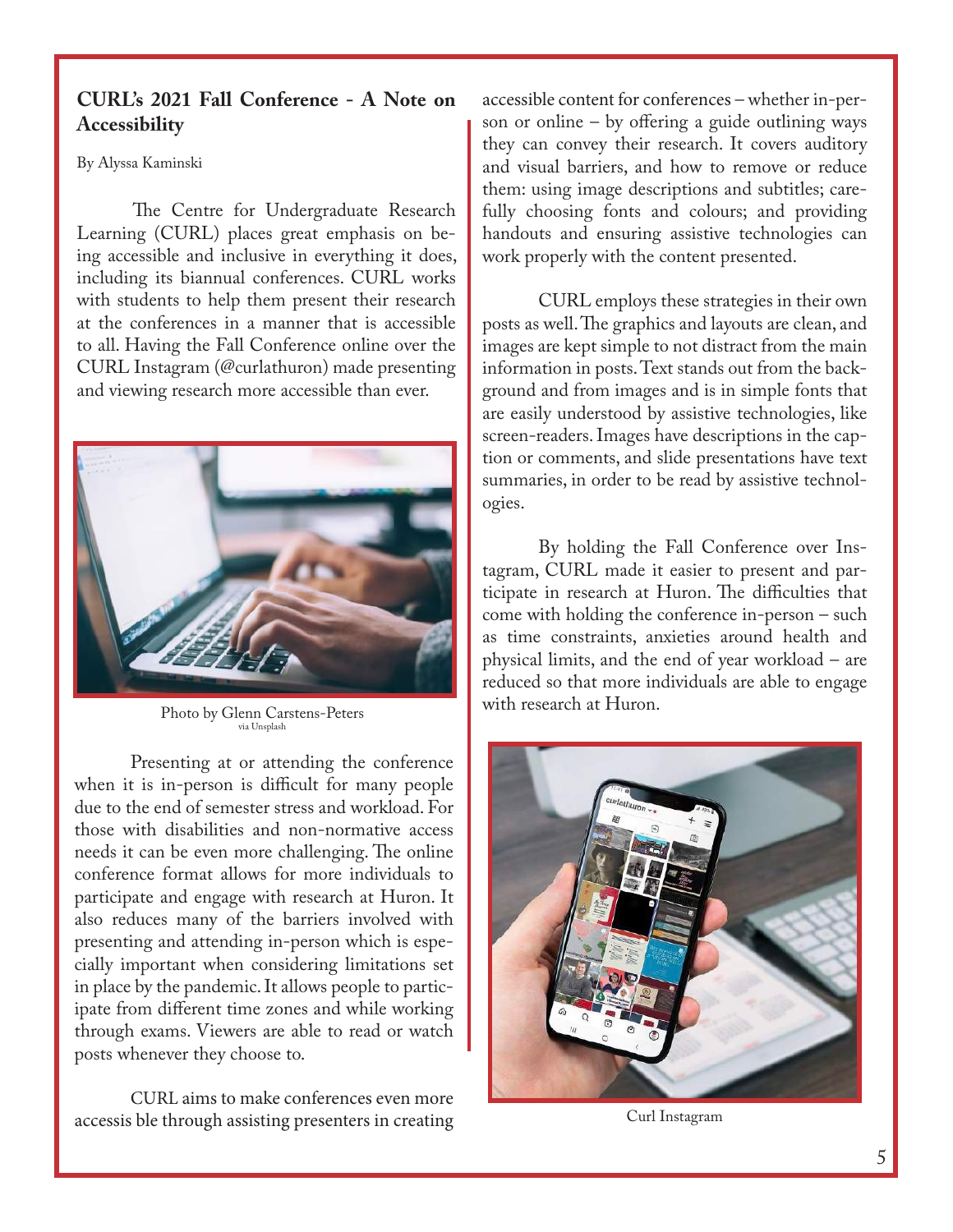## CURL's 2021 Fall Conference - A Note on Accessibility

By Alyssa Kaminski

The Centre for Undergraduate Research Learning (CURL) places great emphasis on being accessible and inclusive in everything it does, including its biannual conferences. CURL works with students to help them present their research at the conferences in a manner that is accessible to all. Having the Fall Conference online over the CURL Instagram (@curlathuron) made presenting and viewing research more accessible than ever.

Photo by Glenn Carstens-Peters
via Unsplash

Presenting at or attending the conference when it is in-person is difficult for many people due to the end of semester stress and workload. For those with disabilities and non-normative access needs it can be even more challenging. The online conference format allows for more individuals to participate and engage with research at Huron. It also reduces many of the barriers involved with presenting and attending in-person which is especially important when considering limitations set in place by the pandemic. It allows people to participate from different time zones and while working through exams. Viewers are able to read or watch posts whenever they choose to.

CURL aims to make conferences even more accessis ble through assisting presenters in creating accessible content for conferences – whether in-person or online – by offering a guide outlining ways they can convey their research. It covers auditory and visual barriers, and how to remove or reduce them: using image descriptions and subtitles; carefully choosing fonts and colours; and providing handouts and ensuring assistive technologies can work properly with the content presented.

CURL employs these strategies in their own posts as well. The graphics and layouts are clean, and images are kept simple to not distract from the main information in posts. Text stands out from the background and from images and is in simple fonts that are easily understood by assistive technologies, like screen-readers. Images have descriptions in the caption or comments, and slide presentations have text summaries, in order to be read by assistive technologies.

By holding the Fall Conference over Instagram, CURL made it easier to present and participate in research at Huron. The difficulties that come with holding the conference in-person – such as time constraints, anxieties around health and physical limits, and the end of year workload – are reduced so that more individuals are able to engage with research at Huron.

Curl Instagram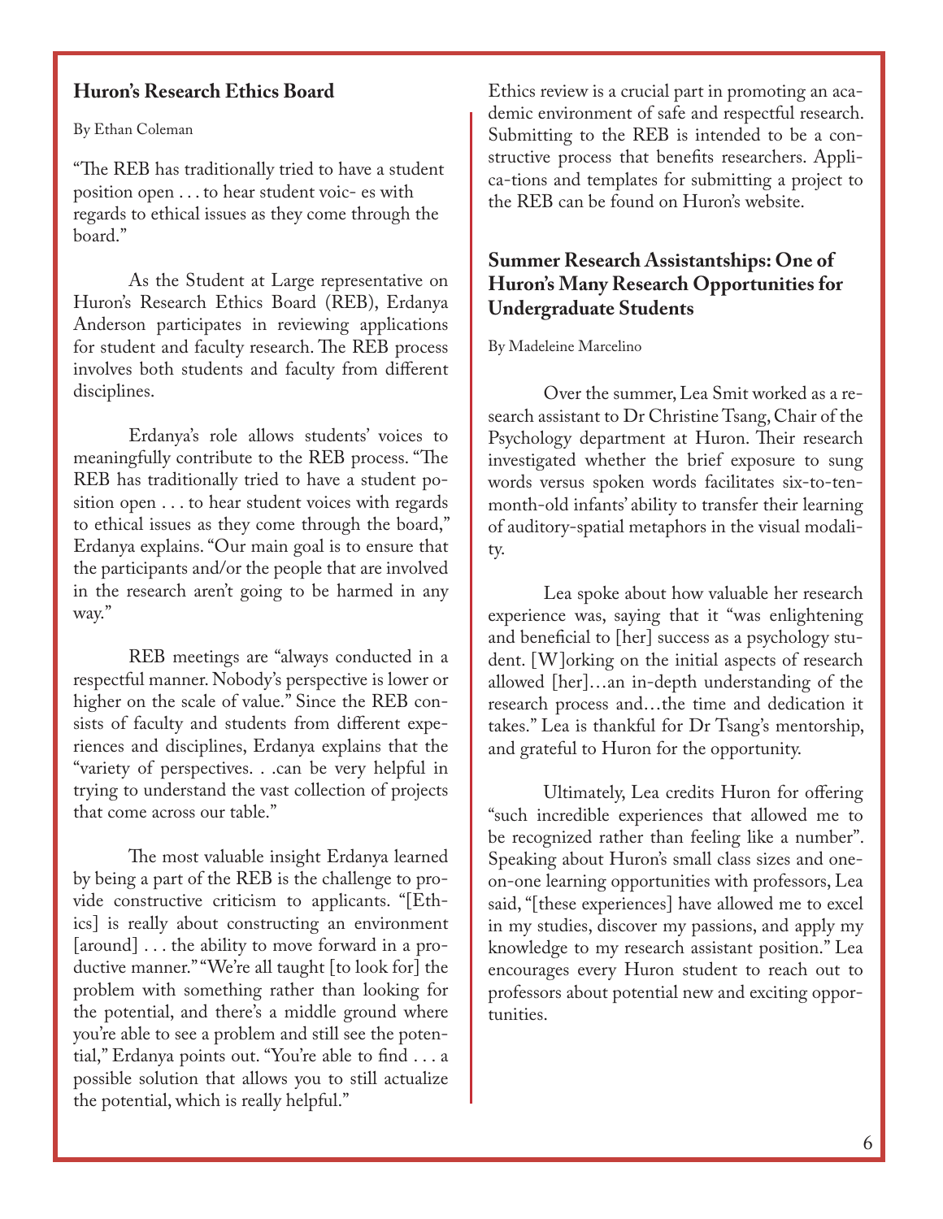## Huron's Research Ethics Board

By Ethan Coleman

"The REB has traditionally tried to have a student position open . . . to hear student voic- es with regards to ethical issues as they come through the board."

As the Student at Large representative on Huron's Research Ethics Board (REB), Erdanya Anderson participates in reviewing applications for student and faculty research. The REB process involves both students and faculty from different disciplines.

Erdanya's role allows students' voices to meaningfully contribute to the REB process. "The REB has traditionally tried to have a student position open . . . to hear student voices with regards to ethical issues as they come through the board," Erdanya explains. "Our main goal is to ensure that the participants and/or the people that are involved in the research aren't going to be harmed in any way."

REB meetings are "always conducted in a respectful manner. Nobody's perspective is lower or higher on the scale of value." Since the REB consists of faculty and students from different experiences and disciplines, Erdanya explains that the "variety of perspectives. . .can be very helpful in trying to understand the vast collection of projects that come across our table."

The most valuable insight Erdanya learned by being a part of the REB is the challenge to provide constructive criticism to applicants. "[Ethics] is really about constructing an environment [around] . . . the ability to move forward in a productive manner." "We're all taught [to look for] the problem with something rather than looking for the potential, and there's a middle ground where you're able to see a problem and still see the potential," Erdanya points out. "You're able to find . . . a possible solution that allows you to still actualize the potential, which is really helpful."

Ethics review is a crucial part in promoting an academic environment of safe and respectful research. Submitting to the REB is intended to be a constructive process that benefits researchers. Applica-tions and templates for submitting a project to the REB can be found on Huron's website.

## Summer Research Assistantships: One of Huron's Many Research Opportunities for Undergraduate Students

By Madeleine Marcelino

Over the summer, Lea Smit worked as a research assistant to Dr Christine Tsang, Chair of the Psychology department at Huron. Their research investigated whether the brief exposure to sung words versus spoken words facilitates six-to-ten-month-old infants' ability to transfer their learning of auditory-spatial metaphors in the visual modality.

Lea spoke about how valuable her research experience was, saying that it "was enlightening and beneficial to [her] success as a psychology student. [W]orking on the initial aspects of research allowed [her]…an in-depth understanding of the research process and…the time and dedication it takes." Lea is thankful for Dr Tsang's mentorship, and grateful to Huron for the opportunity.

Ultimately, Lea credits Huron for offering "such incredible experiences that allowed me to be recognized rather than feeling like a number". Speaking about Huron's small class sizes and one-on-one learning opportunities with professors, Lea said, "[these experiences] have allowed me to excel in my studies, discover my passions, and apply my knowledge to my research assistant position." Lea encourages every Huron student to reach out to professors about potential new and exciting opportunities.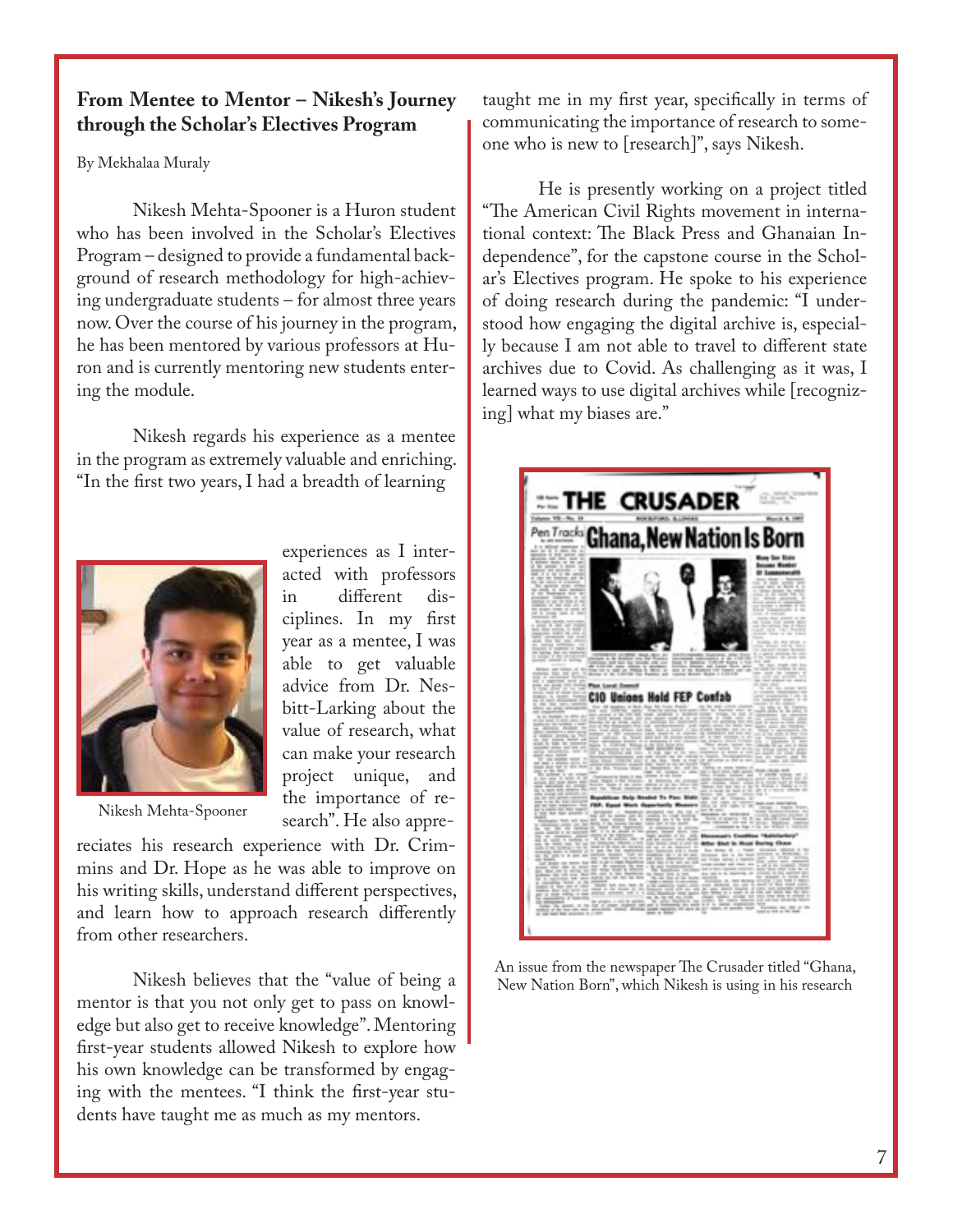## From Mentee to Mentor – Nikesh's Journey through the Scholar's Electives Program

By Mekhalaa Muraly

Nikesh Mehta-Spooner is a Huron student who has been involved in the Scholar's Electives Program – designed to provide a fundamental background of research methodology for high-achieving undergraduate students – for almost three years now. Over the course of his journey in the program, he has been mentored by various professors at Huron and is currently mentoring new students entering the module.

Nikesh regards his experience as a mentee in the program as extremely valuable and enriching. "In the first two years, I had a breadth of learning experiences as I interacted with professors in different disciplines. In my first year as a mentee, I was able to get valuable advice from Dr. Nesbitt-Larking about the value of research, what can make your research project unique, and the importance of research". He also appreciates his research experience with Dr. Crimmins and Dr. Hope as he was able to improve on his writing skills, understand different perspectives, and learn how to approach research differently from other researchers.

Nikesh Mehta-Spooner

Nikesh believes that the "value of being a mentor is that you not only get to pass on knowledge but also get to receive knowledge". Mentoring first-year students allowed Nikesh to explore how his own knowledge can be transformed by engaging with the mentees. "I think the first-year students have taught me as much as my mentors taught me in my first year, specifically in terms of communicating the importance of research to someone who is new to [research]", says Nikesh.

He is presently working on a project titled "The American Civil Rights movement in international context: The Black Press and Ghanaian Independence", for the capstone course in the Scholar's Electives program. He spoke to his experience of doing research during the pandemic: "I understood how engaging the digital archive is, especially because I am not able to travel to different state archives due to Covid. As challenging as it was, I learned ways to use digital archives while [recognizing] what my biases are."

An issue from the newspaper The Crusader titled "Ghana, New Nation Born", which Nikesh is using in his research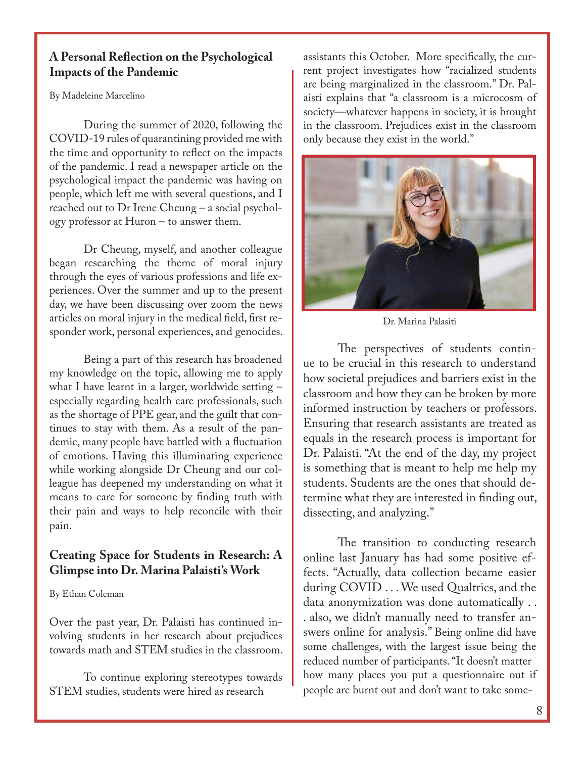## A Personal Reflection on the Psychological Impacts of the Pandemic

By Madeleine Marcelino

During the summer of 2020, following the COVID-19 rules of quarantining provided me with the time and opportunity to reflect on the impacts of the pandemic. I read a newspaper article on the psychological impact the pandemic was having on people, which left me with several questions, and I reached out to Dr Irene Cheung – a social psychology professor at Huron – to answer them.

Dr Cheung, myself, and another colleague began researching the theme of moral injury through the eyes of various professions and life experiences. Over the summer and up to the present day, we have been discussing over zoom the news articles on moral injury in the medical field, first responder work, personal experiences, and genocides.

Being a part of this research has broadened my knowledge on the topic, allowing me to apply what I have learnt in a larger, worldwide setting – especially regarding health care professionals, such as the shortage of PPE gear, and the guilt that continues to stay with them. As a result of the pandemic, many people have battled with a fluctuation of emotions. Having this illuminating experience while working alongside Dr Cheung and our colleague has deepened my understanding on what it means to care for someone by finding truth with their pain and ways to help reconcile with their pain.

## Creating Space for Students in Research: A Glimpse into Dr. Marina Palaisti's Work

By Ethan Coleman

Over the past year, Dr. Palaisti has continued involving students in her research about prejudices towards math and STEM studies in the classroom.

To continue exploring stereotypes towards STEM studies, students were hired as research assistants this October. More specifically, the current project investigates how "racialized students are being marginalized in the classroom." Dr. Palaisti explains that "a classroom is a microcosm of society—whatever happens in society, it is brought in the classroom. Prejudices exist in the classroom only because they exist in the world."

Dr. Marina Palasiti

The perspectives of students continue to be crucial in this research to understand how societal prejudices and barriers exist in the classroom and how they can be broken by more informed instruction by teachers or professors. Ensuring that research assistants are treated as equals in the research process is important for Dr. Palaisti. "At the end of the day, my project is something that is meant to help me help my students. Students are the ones that should determine what they are interested in finding out, dissecting, and analyzing."

The transition to conducting research online last January has had some positive effects. "Actually, data collection became easier during COVID . . . We used Qualtrics, and the data anonymization was done automatically . . . also, we didn't manually need to transfer answers online for analysis." Being online did have some challenges, with the largest issue being the reduced number of participants. "It doesn't matter how many places you put a questionnaire out if people are burnt out and don't want to take some-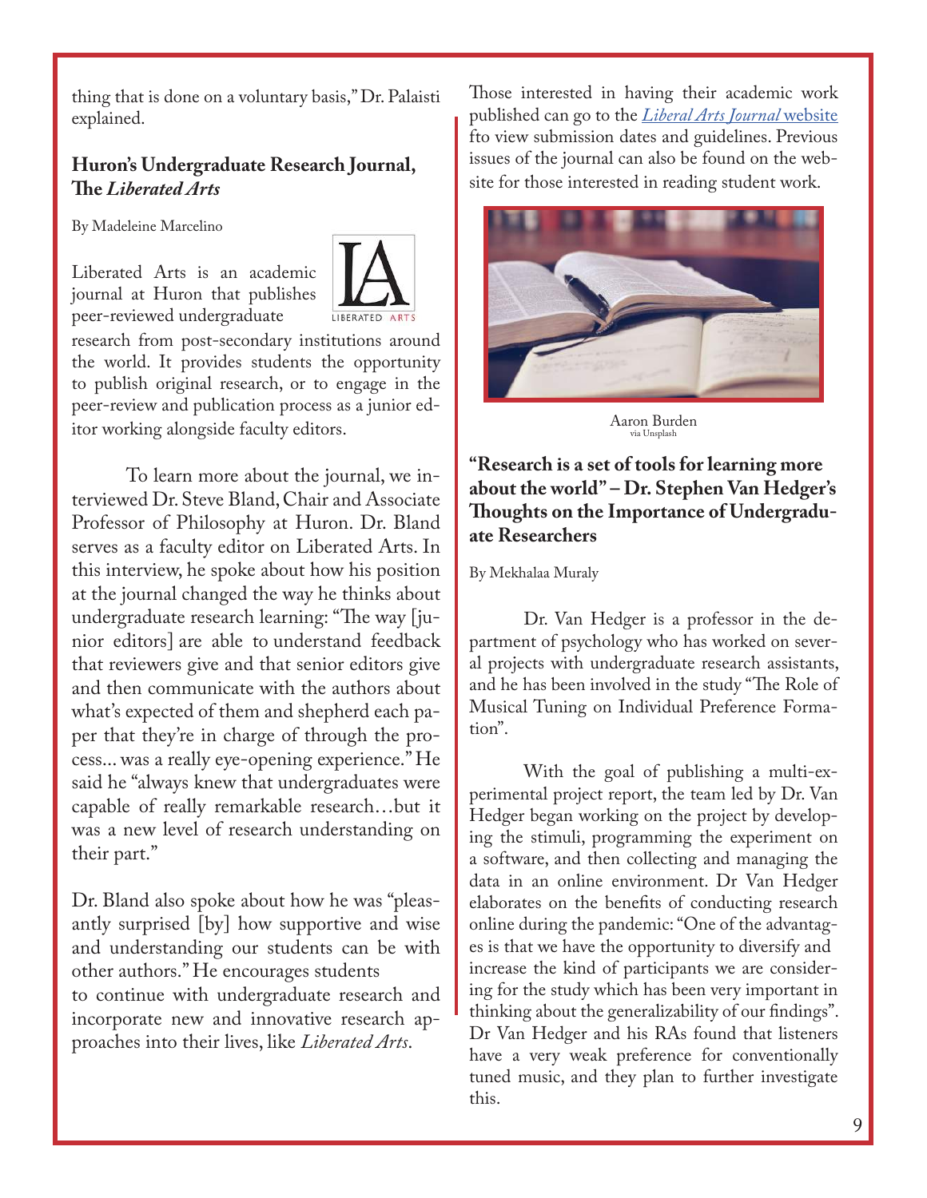thing that is done on a voluntary basis," Dr. Palaisti explained.

### Huron's Undergraduate Research Journal, The *Liberated Arts*

By Madeleine Marcelino

Liberated Arts is an academic journal at Huron that publishes peer-reviewed undergraduate research from post-secondary institutions around the world. It provides students the opportunity to publish original research, or to engage in the peer-review and publication process as a junior editor working alongside faculty editors.

To learn more about the journal, we interviewed Dr. Steve Bland, Chair and Associate Professor of Philosophy at Huron. Dr. Bland serves as a faculty editor on Liberated Arts. In this interview, he spoke about how his position at the journal changed the way he thinks about undergraduate research learning: "The way [junior editors] are able to understand feedback that reviewers give and that senior editors give and then communicate with the authors about what's expected of them and shepherd each paper that they're in charge of through the process... was a really eye-opening experience." He said he "always knew that undergraduates were capable of really remarkable research…but it was a new level of research understanding on their part."

Dr. Bland also spoke about how he was "pleasantly surprised [by] how supportive and wise and understanding our students can be with other authors." He encourages students to continue with undergraduate research and incorporate new and innovative research approaches into their lives, like *Liberated Arts*.

Those interested in having their academic work published can go to the *Liberal Arts Journal* website fto view submission dates and guidelines. Previous issues of the journal can also be found on the website for those interested in reading student work.

Aaron Burden
via Unsplash

### "Research is a set of tools for learning more about the world" – Dr. Stephen Van Hedger's Thoughts on the Importance of Undergraduate Researchers

By Mekhalaa Muraly

Dr. Van Hedger is a professor in the department of psychology who has worked on several projects with undergraduate research assistants, and he has been involved in the study "The Role of Musical Tuning on Individual Preference Formation".

With the goal of publishing a multi-experimental project report, the team led by Dr. Van Hedger began working on the project by developing the stimuli, programming the experiment on a software, and then collecting and managing the data in an online environment. Dr Van Hedger elaborates on the benefits of conducting research online during the pandemic: "One of the advantages is that we have the opportunity to diversify and increase the kind of participants we are considering for the study which has been very important in thinking about the generalizability of our findings". Dr Van Hedger and his RAs found that listeners have a very weak preference for conventionally tuned music, and they plan to further investigate this.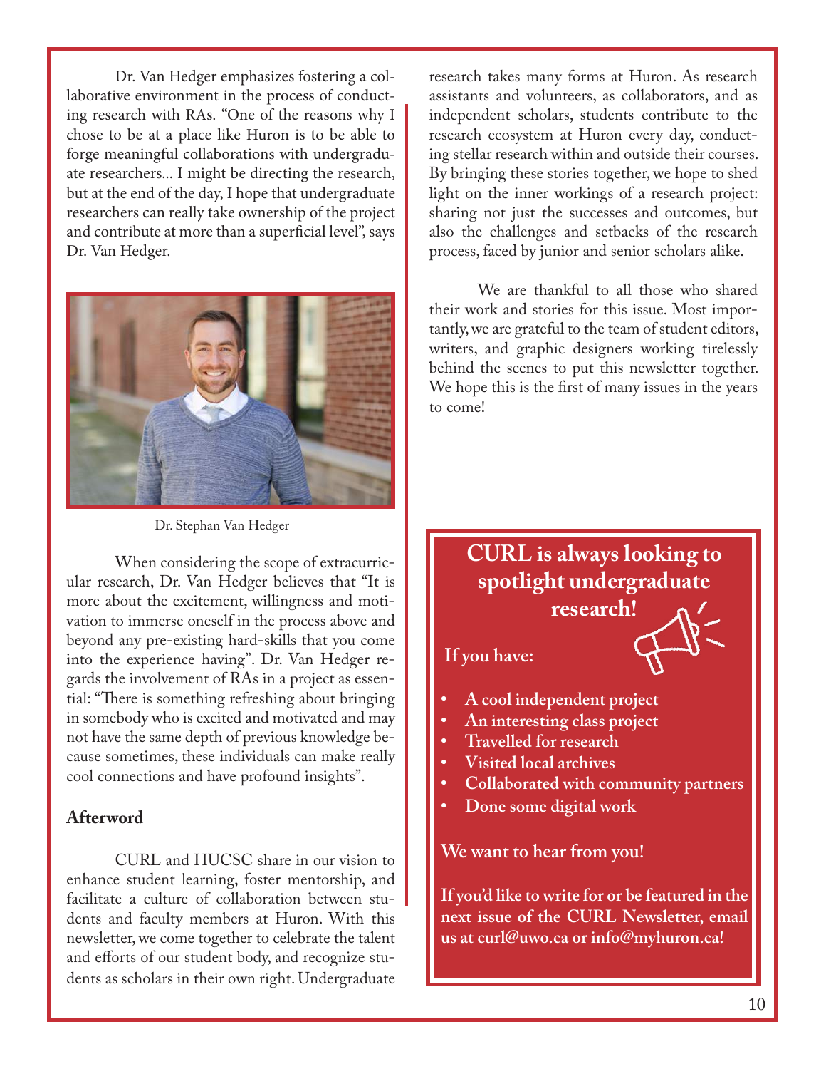Dr. Van Hedger emphasizes fostering a collaborative environment in the process of conducting research with RAs. "One of the reasons why I chose to be at a place like Huron is to be able to forge meaningful collaborations with undergraduate researchers... I might be directing the research, but at the end of the day, I hope that undergraduate researchers can really take ownership of the project and contribute at more than a superficial level", says Dr. Van Hedger.

Dr. Stephan Van Hedger

When considering the scope of extracurricular research, Dr. Van Hedger believes that "It is more about the excitement, willingness and motivation to immerse oneself in the process above and beyond any pre-existing hard-skills that you come into the experience having". Dr. Van Hedger regards the involvement of RAs in a project as essential: "There is something refreshing about bringing in somebody who is excited and motivated and may not have the same depth of previous knowledge because sometimes, these individuals can make really cool connections and have profound insights".

## Afterword

CURL and HUCSC share in our vision to enhance student learning, foster mentorship, and facilitate a culture of collaboration between students and faculty members at Huron. With this newsletter, we come together to celebrate the talent and efforts of our student body, and recognize students as scholars in their own right. Undergraduate research takes many forms at Huron. As research assistants and volunteers, as collaborators, and as independent scholars, students contribute to the research ecosystem at Huron every day, conducting stellar research within and outside their courses. By bringing these stories together, we hope to shed light on the inner workings of a research project: sharing not just the successes and outcomes, but also the challenges and setbacks of the research process, faced by junior and senior scholars alike.

We are thankful to all those who shared their work and stories for this issue. Most importantly, we are grateful to the team of student editors, writers, and graphic designers working tirelessly behind the scenes to put this newsletter together. We hope this is the first of many issues in the years to come!

## CURL is always looking to spotlight undergraduate research!

**If you have:**

- **A cool independent project**
- **An interesting class project**
- **Travelled for research**
- **Visited local archives**
- **Collaborated with community partners**
- **Done some digital work**

**We want to hear from you!**

**If you'd like to write for or be featured in the next issue of the CURL Newsletter, email us at curl@uwo.ca or info@myhuron.ca!**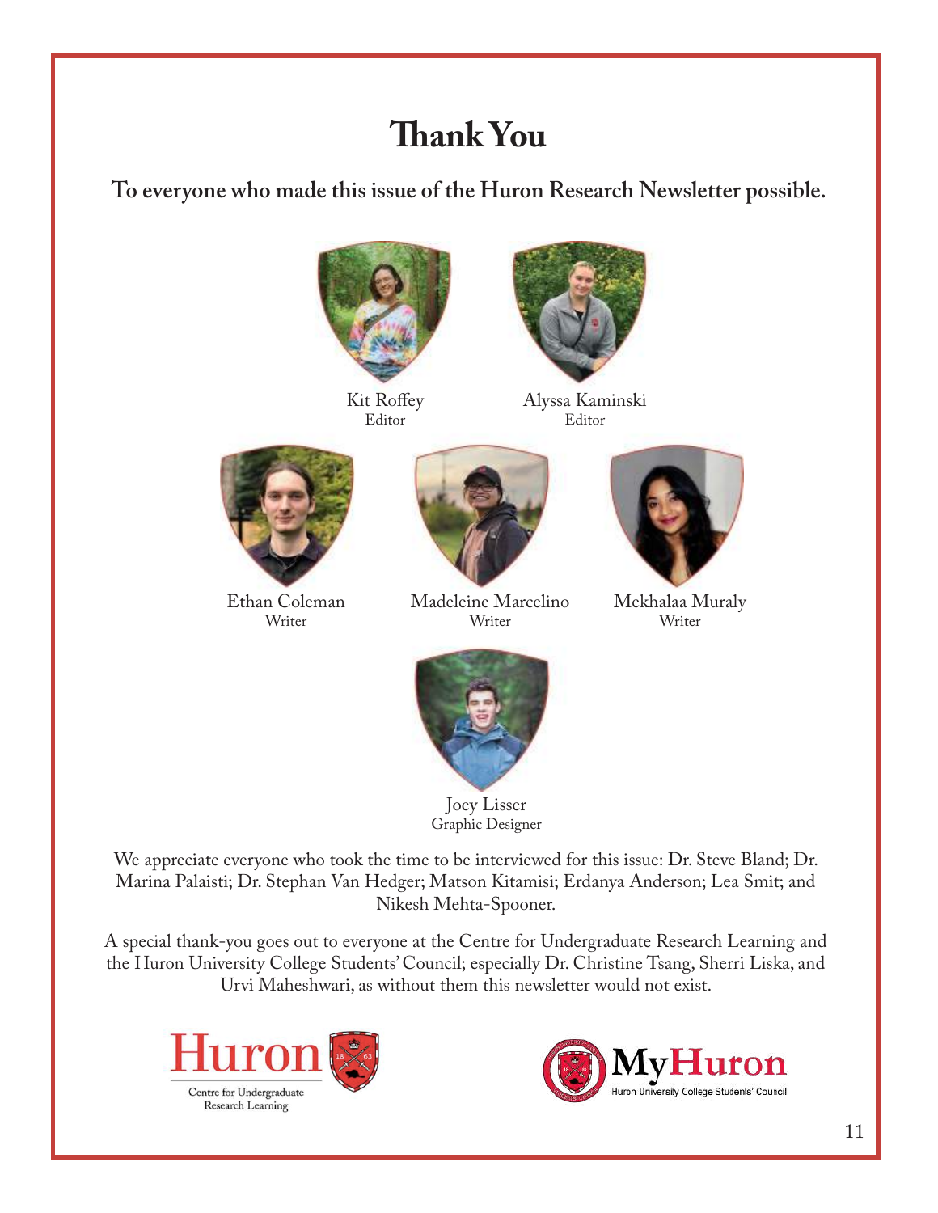# Thank You

**To everyone who made this issue of the Huron Research Newsletter possible.**

Kit Roffey
Editor

Alyssa Kaminski
Editor

Ethan Coleman
Writer

Madeleine Marcelino
Writer

Mekhalaa Muraly
Writer

Joey Lisser
Graphic Designer

We appreciate everyone who took the time to be interviewed for this issue: Dr. Steve Bland; Dr. Marina Palaisti; Dr. Stephan Van Hedger; Matson Kitamisi; Erdanya Anderson; Lea Smit; and Nikesh Mehta-Spooner.

A special thank-you goes out to everyone at the Centre for Undergraduate Research Learning and the Huron University College Students' Council; especially Dr. Christine Tsang, Sherri Liska, and Urvi Maheshwari, as without them this newsletter would not exist.

Huron
Centre for Undergraduate Research Learning

MyHuron
Huron University College Students' Council